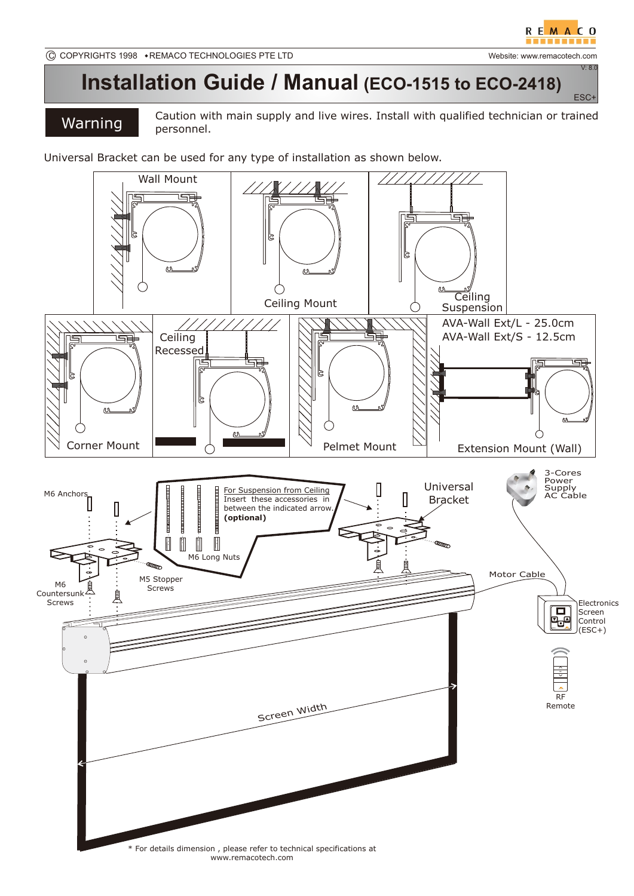# Installation Guide / Manual (ECO-1515 to ECO-2418)

V: 8.0

ESC+

**Warning** — Caution with main supply and live wires. Install with qualified technician or trained personnel.

Universal Bracket can be used for any type of installation as shown below.

Wall Mount

Ceiling Mount

Ceiling Suspension

Corner Mount

Ceiling Recessed

Pelmet Mount

AVA-Wall Ext/L - 25.0cm
AVA-Wall Ext/S - 12.5cm

Extension Mount (Wall)

M6 Anchors

For Suspension from Ceiling
Insert these accessories in between the indicated arrow. **(optional)**

M6 Long Nuts

Universal Bracket

3-Cores Power Supply AC Cable

M6 Countersunk Screws

M5 Stopper Screws

Motor Cable

Electronics Screen Control (ESC+)

RF Remote

Screen Width

* For details dimension , please refer to technical specifications at www.remacotech.com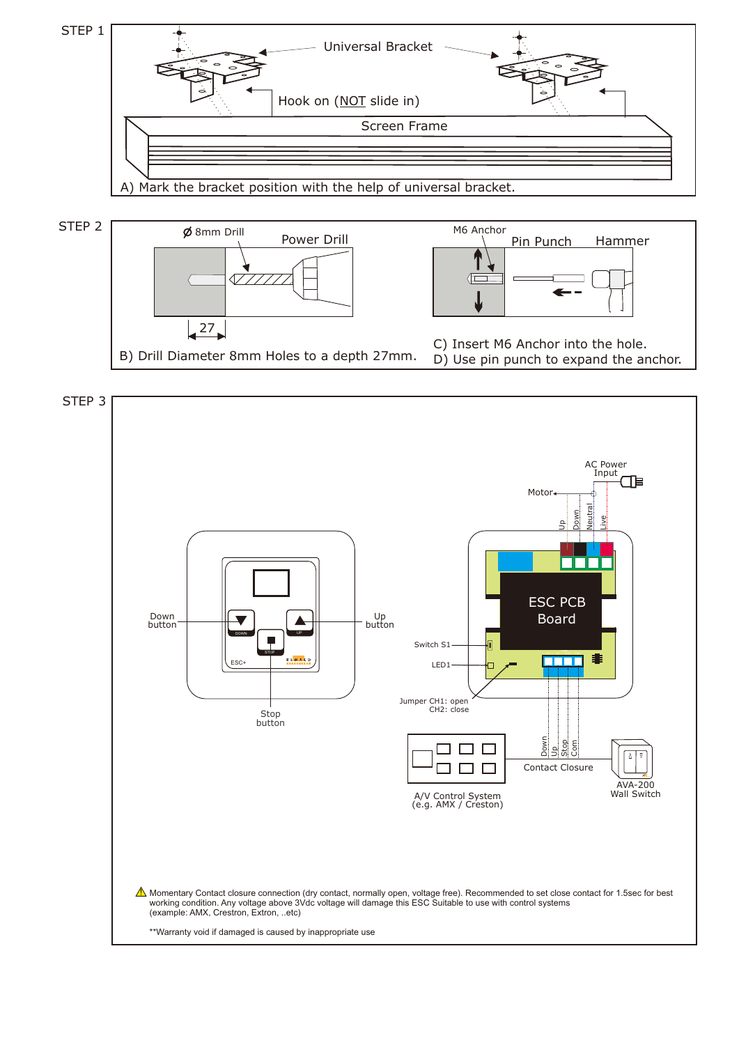## STEP 1

Universal Bracket

Hook on (NOT slide in)

Screen Frame

A) Mark the bracket position with the help of universal bracket.

## STEP 2

Ø 8mm Drill

Power Drill

27

B) Drill Diameter 8mm Holes to a depth 27mm.

M6 Anchor

Pin Punch

Hammer

C) Insert M6 Anchor into the hole.

D) Use pin punch to expand the anchor.

## STEP 3

Down button

Up button

Stop button

AC Power Input

Motor

Up

Down

Neutral

Live

ESC PCB Board

Switch S1

LED1

Jumper CH1: open
CH2: close

Down

Up

Stop

Com

Contact Closure

A/V Control System
(e.g. AMX / Creston)

AVA-200
Wall Switch

⚠ Momentary Contact closure connection (dry contact, normally open, voltage free). Recommended to set close contact for 1.5sec for best working condition. Any voltage above 3Vdc voltage will damage this ESC Suitable to use with control systems (example: AMX, Crestron, Extron, ..etc)

**Warranty void if damaged is caused by inappropriate use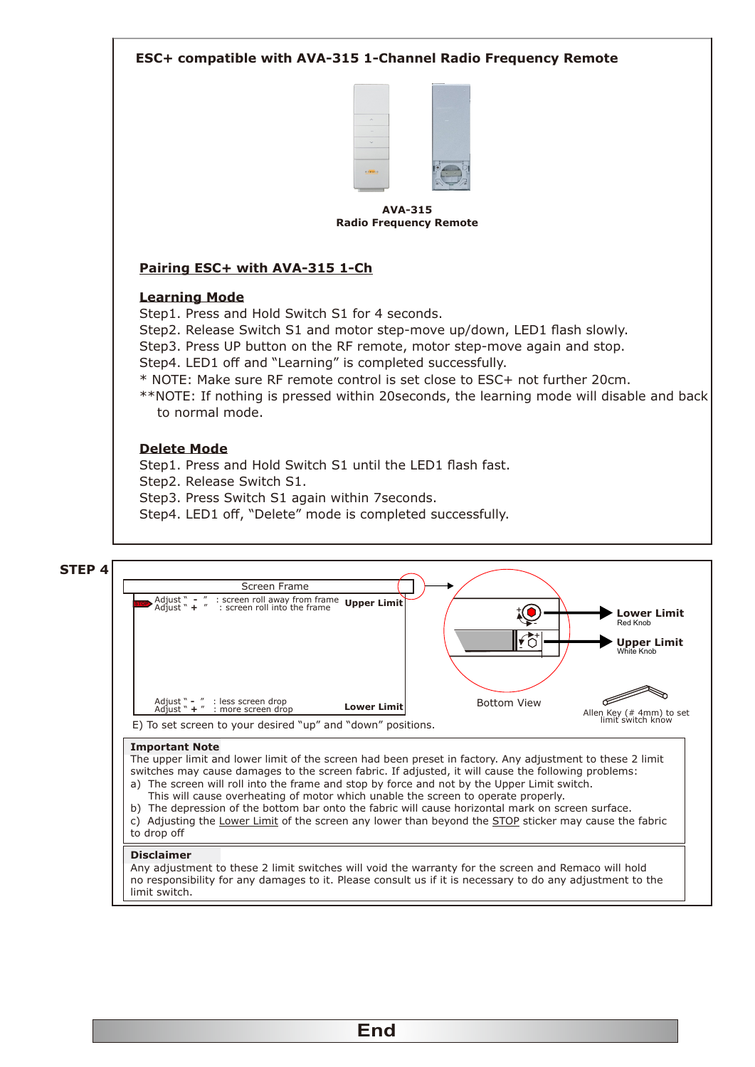## ESC+ compatible with AVA-315 1-Channel Radio Frequency Remote

**AVA-315**
**Radio Frequency Remote**

### Pairing ESC+ with AVA-315 1-Ch

#### Learning Mode

Step1. Press and Hold Switch S1 for 4 seconds.
Step2. Release Switch S1 and motor step-move up/down, LED1 flash slowly.
Step3. Press UP button on the RF remote, motor step-move again and stop.
Step4. LED1 off and “Learning” is completed successfully.
* NOTE: Make sure RF remote control is set close to ESC+ not further 20cm.
**NOTE: If nothing is pressed within 20seconds, the learning mode will disable and back to normal mode.

#### Delete Mode

Step1. Press and Hold Switch S1 until the LED1 flash fast.
Step2. Release Switch S1.
Step3. Press Switch S1 again within 7seconds.
Step4. LED1 off, “Delete” mode is completed successfully.

## STEP 4

Screen Frame

STOP

Adjust “ - ” : screen roll away from frame
Adjust “ + ” : screen roll into the frame

Upper Limit

Adjust “ - ” : less screen drop
Adjust “ + ” : more screen drop

Lower Limit

Lower Limit
Red Knob

Upper Limit
White Knob

Bottom View

Allen Key (# 4mm) to set limit switch know

E) To set screen to your desired “up” and “down” positions.

**Important Note**

The upper limit and lower limit of the screen had been preset in factory. Any adjustment to these 2 limit switches may cause damages to the screen fabric. If adjusted, it will cause the following problems:

a) The screen will roll into the frame and stop by force and not by the Upper Limit switch. This will cause overheating of motor which unable the screen to operate properly.
b) The depression of the bottom bar onto the fabric will cause horizontal mark on screen surface.
c) Adjusting the Lower Limit of the screen any lower than beyond the STOP sticker may cause the fabric to drop off

**Disclaimer**

Any adjustment to these 2 limit switches will void the warranty for the screen and Remaco will hold no responsibility for any damages to it. Please consult us if it is necessary to do any adjustment to the limit switch.

**End**